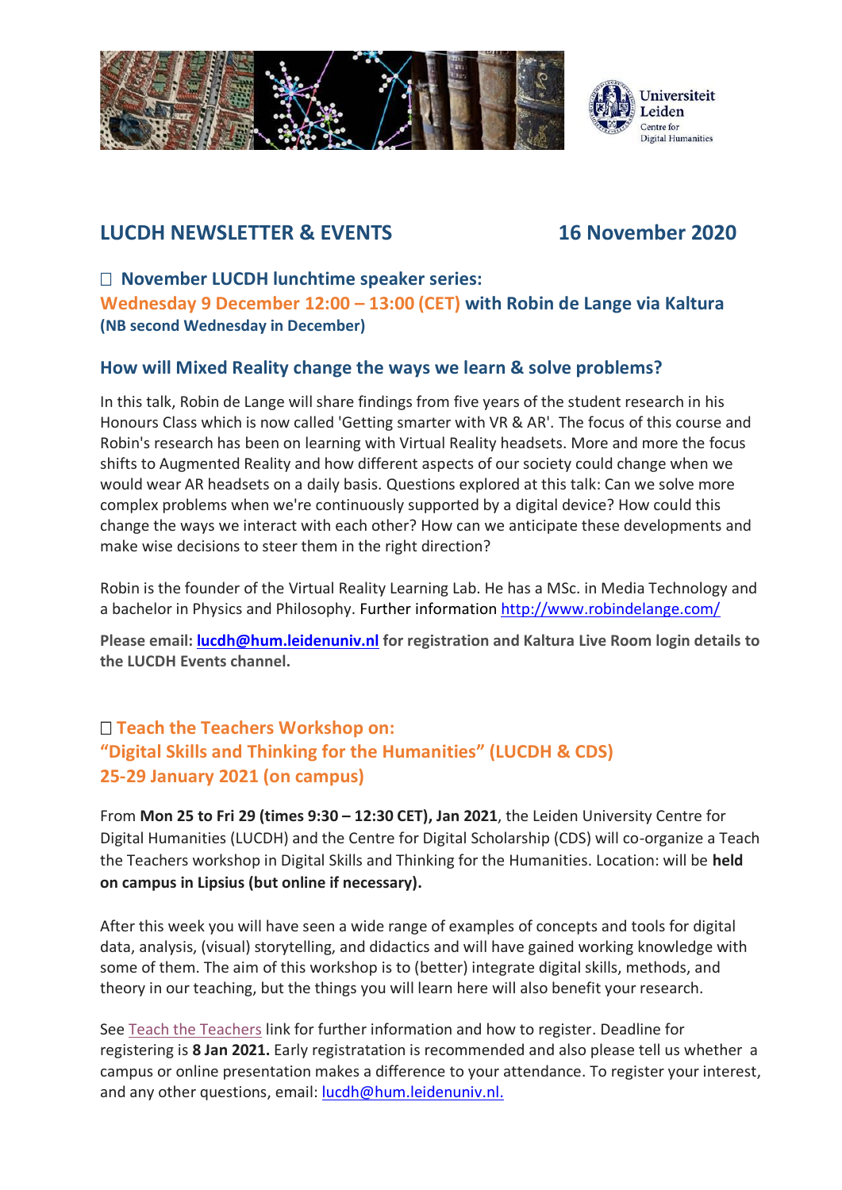# LUCDH NEWSLETTER & EVENTS 16 November 2020

## ☐ November LUCDH lunchtime speaker series:
## Wednesday 9 December 12:00 – 13:00 (CET) with Robin de Lange via Kaltura
**(NB second Wednesday in December)**

### How will Mixed Reality change the ways we learn & solve problems?

In this talk, Robin de Lange will share findings from five years of the student research in his Honours Class which is now called 'Getting smarter with VR & AR'. The focus of this course and Robin's research has been on learning with Virtual Reality headsets. More and more the focus shifts to Augmented Reality and how different aspects of our society could change when we would wear AR headsets on a daily basis. Questions explored at this talk: Can we solve more complex problems when we're continuously supported by a digital device? How could this change the ways we interact with each other? How can we anticipate these developments and make wise decisions to steer them in the right direction?

Robin is the founder of the Virtual Reality Learning Lab. He has a MSc. in Media Technology and a bachelor in Physics and Philosophy. Further information http://www.robindelange.com/

**Please email: lucdh@hum.leidenuniv.nl for registration and Kaltura Live Room login details to the LUCDH Events channel.**

## ☐ Teach the Teachers Workshop on:
## "Digital Skills and Thinking for the Humanities" (LUCDH & CDS)
## 25-29 January 2021 (on campus)

From **Mon 25 to Fri 29 (times 9:30 – 12:30 CET), Jan 2021**, the Leiden University Centre for Digital Humanities (LUCDH) and the Centre for Digital Scholarship (CDS) will co-organize a Teach the Teachers workshop in Digital Skills and Thinking for the Humanities. Location: will be **held on campus in Lipsius (but online if necessary).**

After this week you will have seen a wide range of examples of concepts and tools for digital data, analysis, (visual) storytelling, and didactics and will have gained working knowledge with some of them. The aim of this workshop is to (better) integrate digital skills, methods, and theory in our teaching, but the things you will learn here will also benefit your research.

See Teach the Teachers link for further information and how to register. Deadline for registering is **8 Jan 2021.** Early registratation is recommended and also please tell us whether a campus or online presentation makes a difference to your attendance. To register your interest, and any other questions, email: lucdh@hum.leidenuniv.nl.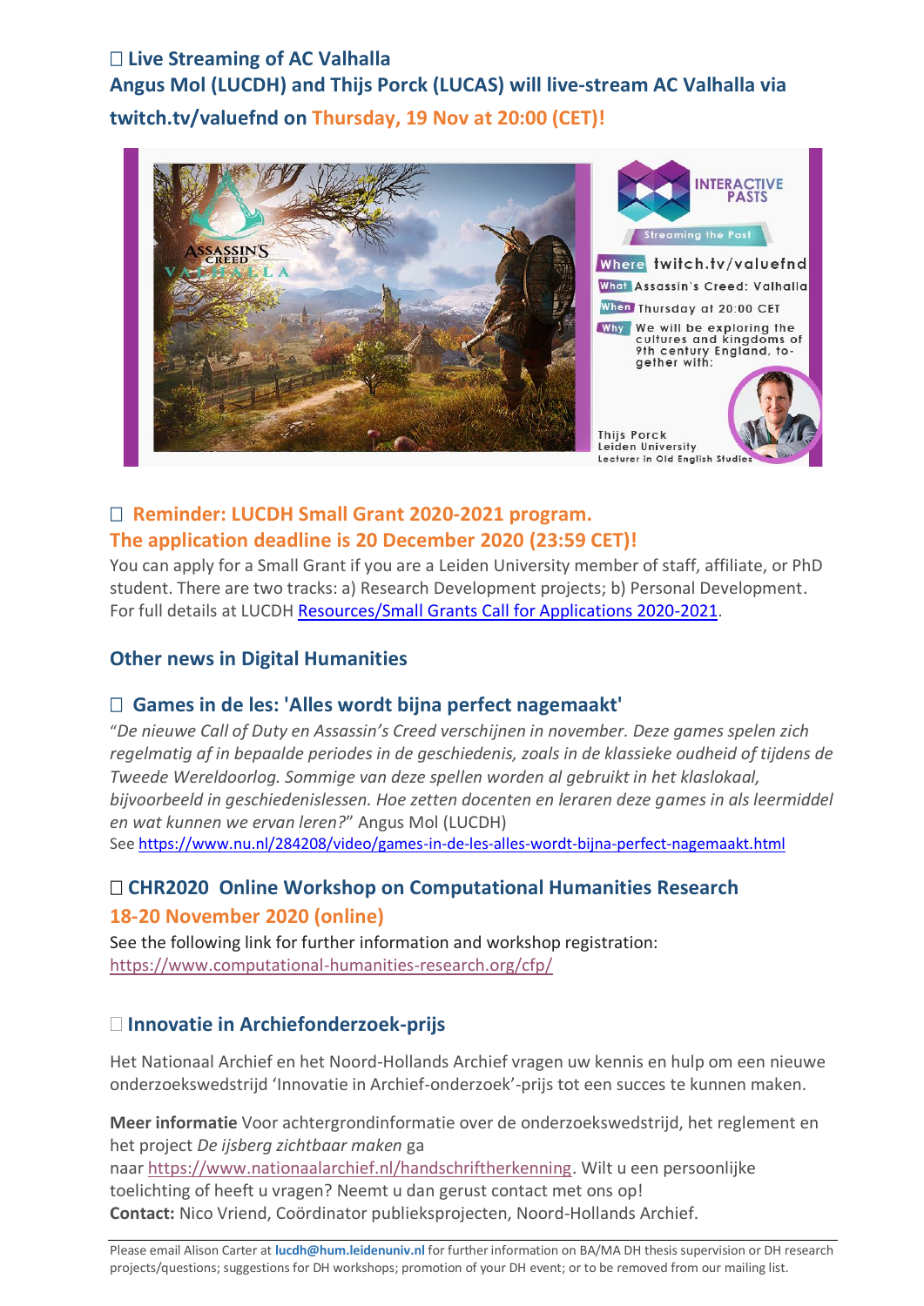### □ Live Streaming of AC Valhalla

### Angus Mol (LUCDH) and Thijs Porck (LUCAS) will live-stream AC Valhalla via twitch.tv/valuefnd on Thursday, 19 Nov at 20:00 (CET)!

Assassin's Creed Valhalla

Interactive Pasts

Streaming the Past

**Where** twitch.tv/valuefnd

**What** Assassin's Creed: Valhalla

**When** Thursday at 20:00 CET

**Why** We will be exploring the cultures and kingdoms of 9th century England, together with:

Thijs Porck
Leiden University
Lecturer in Old English Studies

### □ Reminder: LUCDH Small Grant 2020-2021 program. The application deadline is 20 December 2020 (23:59 CET)!

You can apply for a Small Grant if you are a Leiden University member of staff, affiliate, or PhD student. There are two tracks: a) Research Development projects; b) Personal Development. For full details at LUCDH [Resources/Small Grants Call for Applications 2020-2021](Resources/Small Grants Call for Applications 2020-2021).

## Other news in Digital Humanities

### □ Games in de les: 'Alles wordt bijna perfect nagemaakt'

"*De nieuwe Call of Duty en Assassin's Creed verschijnen in november. Deze games spelen zich regelmatig af in bepaalde periodes in de geschiedenis, zoals in de klassieke oudheid of tijdens de Tweede Wereldoorlog. Sommige van deze spellen worden al gebruikt in het klaslokaal, bijvoorbeeld in geschiedenislessen. Hoe zetten docenten en leraren deze games in als leermiddel en wat kunnen we ervan leren?*" Angus Mol (LUCDH)

See https://www.nu.nl/284208/video/games-in-de-les-alles-wordt-bijna-perfect-nagemaakt.html

### □ CHR2020 Online Workshop on Computational Humanities Research 18-20 November 2020 (online)

See the following link for further information and workshop registration:
https://www.computational-humanities-research.org/cfp/

### □ Innovatie in Archiefonderzoek-prijs

Het Nationaal Archief en het Noord-Hollands Archief vragen uw kennis en hulp om een nieuwe onderzoekswedstrijd 'Innovatie in Archief-onderzoek'-prijs tot een succes te kunnen maken.

**Meer informatie** Voor achtergrondinformatie over de onderzoekswedstrijd, het reglement en het project *De ijsberg zichtbaar maken* ga naar https://www.nationaalarchief.nl/handschriftherkenning. Wilt u een persoonlijke toelichting of heeft u vragen? Neemt u dan gerust contact met ons op!

**Contact:** Nico Vriend, Coördinator publieksprojecten, Noord-Hollands Archief.